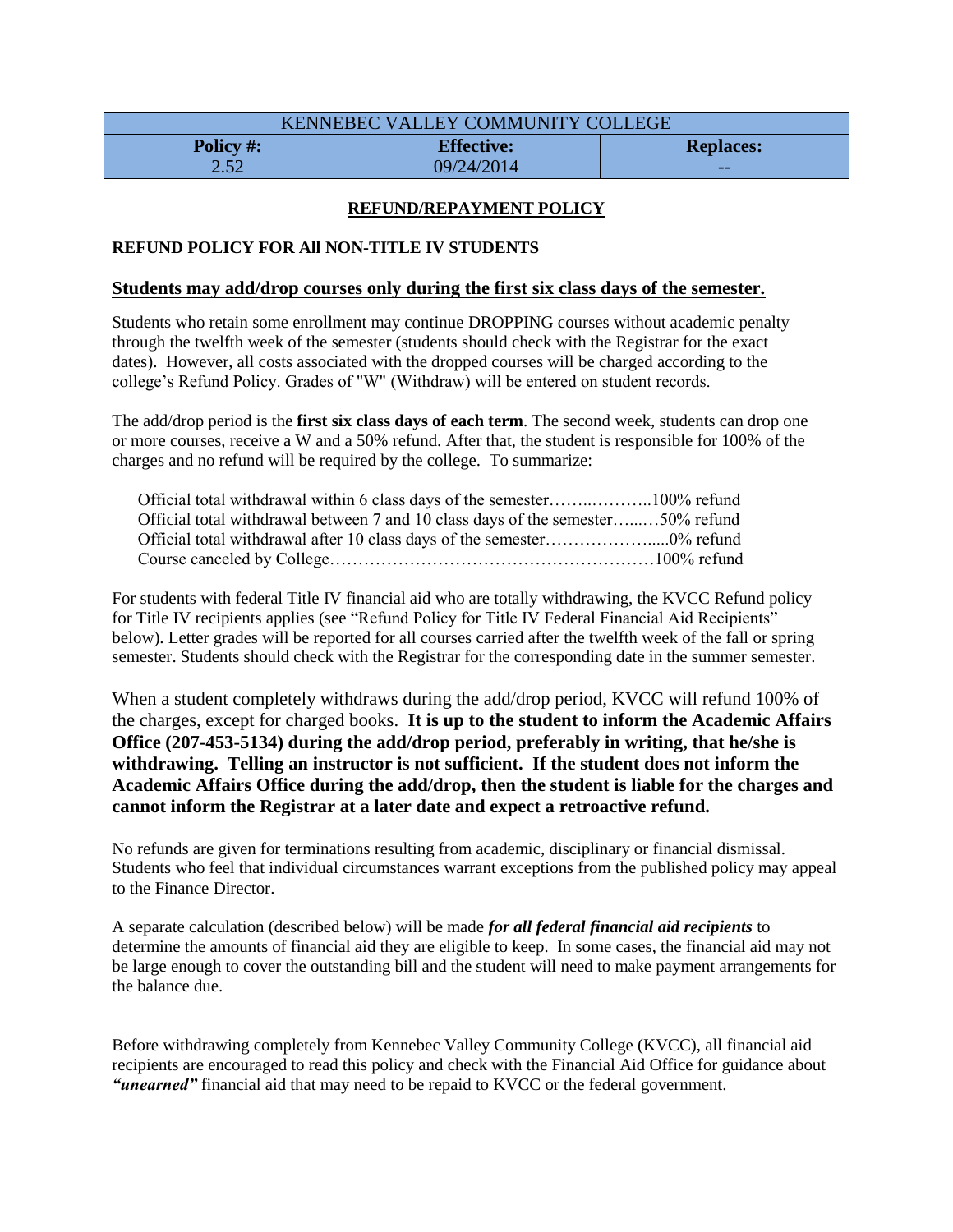| KENNEBEC VALLEY COMMUNITY COLLEGE | | |
| --- | --- | --- |
| **Policy #:** 2.52 | **Effective:** 09/24/2014 | **Replaces:** -- |

## REFUND/REPAYMENT POLICY

### REFUND POLICY FOR All NON-TITLE IV STUDENTS

**Students may add/drop courses only during the first six class days of the semester.**

Students who retain some enrollment may continue DROPPING courses without academic penalty through the twelfth week of the semester (students should check with the Registrar for the exact dates). However, all costs associated with the dropped courses will be charged according to the college's Refund Policy. Grades of "W" (Withdraw) will be entered on student records.

The add/drop period is the **first six class days of each term**. The second week, students can drop one or more courses, receive a W and a 50% refund. After that, the student is responsible for 100% of the charges and no refund will be required by the college. To summarize:

Official total withdrawal within 6 class days of the semester……..………..100% refund
Official total withdrawal between 7 and 10 class days of the semester…..…50% refund
Official total withdrawal after 10 class days of the semester……………….....0% refund
Course canceled by College…………………………………………………100% refund

For students with federal Title IV financial aid who are totally withdrawing, the KVCC Refund policy for Title IV recipients applies (see "Refund Policy for Title IV Federal Financial Aid Recipients" below). Letter grades will be reported for all courses carried after the twelfth week of the fall or spring semester. Students should check with the Registrar for the corresponding date in the summer semester.

When a student completely withdraws during the add/drop period, KVCC will refund 100% of the charges, except for charged books. **It is up to the student to inform the Academic Affairs Office (207-453-5134) during the add/drop period, preferably in writing, that he/she is withdrawing. Telling an instructor is not sufficient. If the student does not inform the Academic Affairs Office during the add/drop, then the student is liable for the charges and cannot inform the Registrar at a later date and expect a retroactive refund.**

No refunds are given for terminations resulting from academic, disciplinary or financial dismissal. Students who feel that individual circumstances warrant exceptions from the published policy may appeal to the Finance Director.

A separate calculation (described below) will be made ***for all federal financial aid recipients*** to determine the amounts of financial aid they are eligible to keep. In some cases, the financial aid may not be large enough to cover the outstanding bill and the student will need to make payment arrangements for the balance due.

Before withdrawing completely from Kennebec Valley Community College (KVCC), all financial aid recipients are encouraged to read this policy and check with the Financial Aid Office for guidance about ***"unearned"*** financial aid that may need to be repaid to KVCC or the federal government.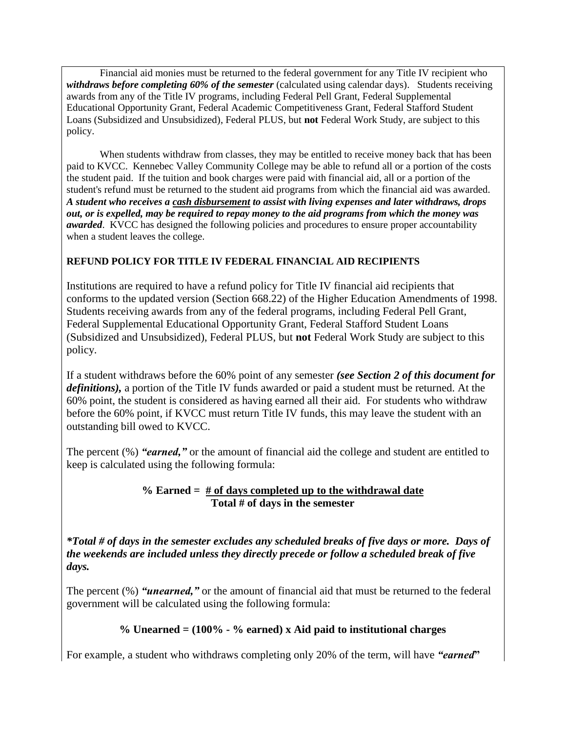Financial aid monies must be returned to the federal government for any Title IV recipient who ***withdraws before completing 60% of the semester*** (calculated using calendar days). Students receiving awards from any of the Title IV programs, including Federal Pell Grant, Federal Supplemental Educational Opportunity Grant, Federal Academic Competitiveness Grant, Federal Stafford Student Loans (Subsidized and Unsubsidized), Federal PLUS, but **not** Federal Work Study, are subject to this policy.

When students withdraw from classes, they may be entitled to receive money back that has been paid to KVCC. Kennebec Valley Community College may be able to refund all or a portion of the costs the student paid. If the tuition and book charges were paid with financial aid, all or a portion of the student's refund must be returned to the student aid programs from which the financial aid was awarded. ***A student who receives a <u>cash disbursement</u> to assist with living expenses and later withdraws, drops out, or is expelled, may be required to repay money to the aid programs from which the money was awarded***. KVCC has designed the following policies and procedures to ensure proper accountability when a student leaves the college.

**REFUND POLICY FOR TITLE IV FEDERAL FINANCIAL AID RECIPIENTS**

Institutions are required to have a refund policy for Title IV financial aid recipients that conforms to the updated version (Section 668.22) of the Higher Education Amendments of 1998. Students receiving awards from any of the federal programs, including Federal Pell Grant, Federal Supplemental Educational Opportunity Grant, Federal Stafford Student Loans (Subsidized and Unsubsidized), Federal PLUS, but **not** Federal Work Study are subject to this policy.

If a student withdraws before the 60% point of any semester ***(see Section 2 of this document for definitions)***, a portion of the Title IV funds awarded or paid a student must be returned. At the 60% point, the student is considered as having earned all their aid. For students who withdraw before the 60% point, if KVCC must return Title IV funds, this may leave the student with an outstanding bill owed to KVCC.

The percent (%) ***"earned,"*** or the amount of financial aid the college and student are entitled to keep is calculated using the following formula:

$$\textbf{\% Earned} = \frac{\textbf{\# of days completed up to the withdrawal date}}{\textbf{Total \# of days in the semester}}$$

***\*Total # of days in the semester excludes any scheduled breaks of five days or more. Days of the weekends are included unless they directly precede or follow a scheduled break of five days.***

The percent (%) ***"unearned,"*** or the amount of financial aid that must be returned to the federal government will be calculated using the following formula:

**% Unearned = (100% - % earned) x Aid paid to institutional charges**

For example, a student who withdraws completing only 20% of the term, will have ***"earned"***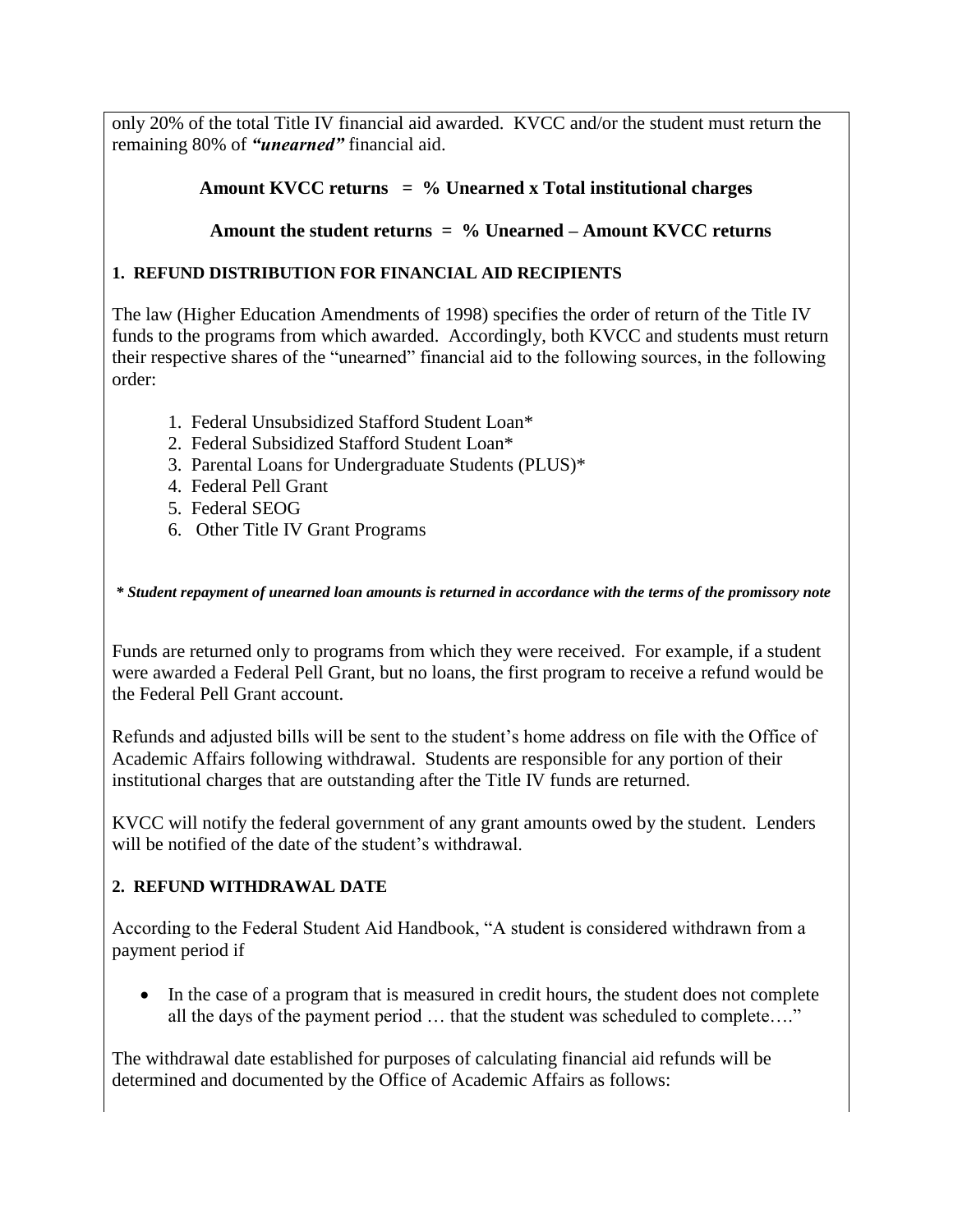only 20% of the total Title IV financial aid awarded. KVCC and/or the student must return the remaining 80% of ***"unearned"*** financial aid.

**Amount KVCC returns = % Unearned x Total institutional charges**

**Amount the student returns = % Unearned – Amount KVCC returns**

**1. REFUND DISTRIBUTION FOR FINANCIAL AID RECIPIENTS**

The law (Higher Education Amendments of 1998) specifies the order of return of the Title IV funds to the programs from which awarded. Accordingly, both KVCC and students must return their respective shares of the "unearned" financial aid to the following sources, in the following order:

1. Federal Unsubsidized Stafford Student Loan*
2. Federal Subsidized Stafford Student Loan*
3. Parental Loans for Undergraduate Students (PLUS)*
4. Federal Pell Grant
5. Federal SEOG
6. Other Title IV Grant Programs

***\* Student repayment of unearned loan amounts is returned in accordance with the terms of the promissory note***

Funds are returned only to programs from which they were received. For example, if a student were awarded a Federal Pell Grant, but no loans, the first program to receive a refund would be the Federal Pell Grant account.

Refunds and adjusted bills will be sent to the student's home address on file with the Office of Academic Affairs following withdrawal. Students are responsible for any portion of their institutional charges that are outstanding after the Title IV funds are returned.

KVCC will notify the federal government of any grant amounts owed by the student. Lenders will be notified of the date of the student's withdrawal.

**2. REFUND WITHDRAWAL DATE**

According to the Federal Student Aid Handbook, "A student is considered withdrawn from a payment period if

- In the case of a program that is measured in credit hours, the student does not complete all the days of the payment period … that the student was scheduled to complete…."

The withdrawal date established for purposes of calculating financial aid refunds will be determined and documented by the Office of Academic Affairs as follows: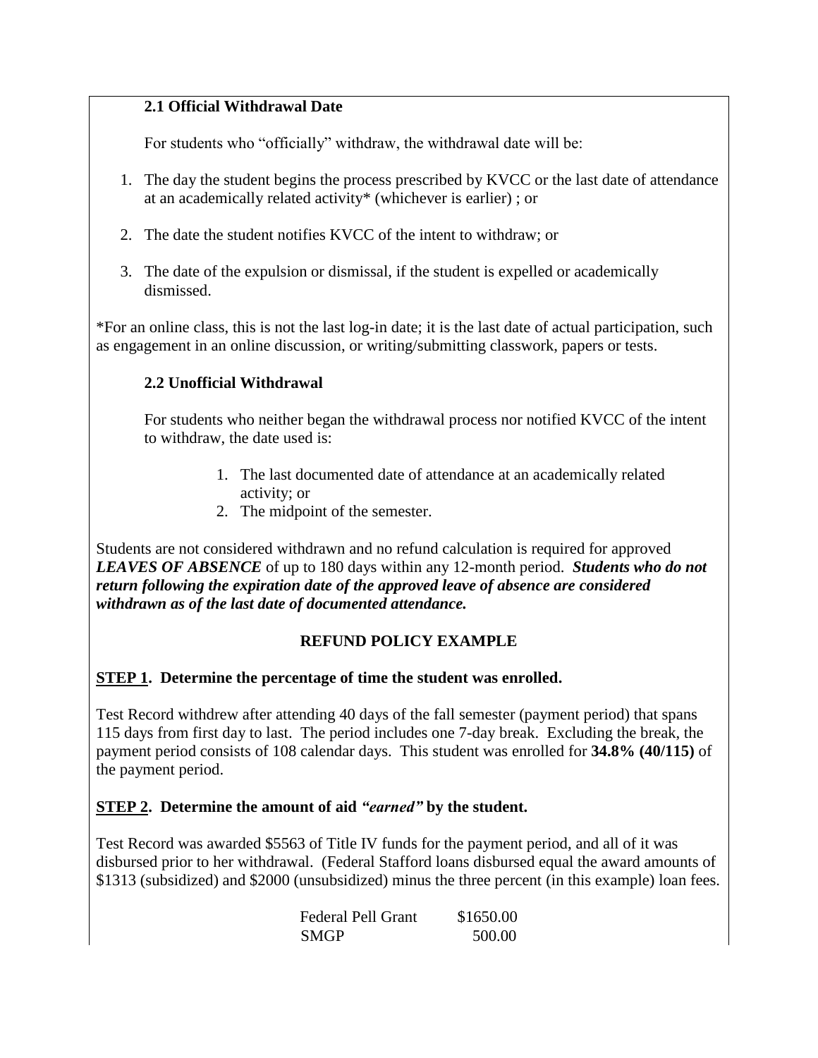### 2.1 Official Withdrawal Date

For students who "officially" withdraw, the withdrawal date will be:

1. The day the student begins the process prescribed by KVCC or the last date of attendance at an academically related activity* (whichever is earlier) ; or
2. The date the student notifies KVCC of the intent to withdraw; or
3. The date of the expulsion or dismissal, if the student is expelled or academically dismissed.

*For an online class, this is not the last log-in date; it is the last date of actual participation, such as engagement in an online discussion, or writing/submitting classwork, papers or tests.

### 2.2 Unofficial Withdrawal

For students who neither began the withdrawal process nor notified KVCC of the intent to withdraw, the date used is:

1. The last documented date of attendance at an academically related activity; or
2. The midpoint of the semester.

Students are not considered withdrawn and no refund calculation is required for approved ***LEAVES OF ABSENCE*** of up to 180 days within any 12-month period. ***Students who do not return following the expiration date of the approved leave of absence are considered withdrawn as of the last date of documented attendance.***

## REFUND POLICY EXAMPLE

**STEP 1. Determine the percentage of time the student was enrolled.**

Test Record withdrew after attending 40 days of the fall semester (payment period) that spans 115 days from first day to last. The period includes one 7-day break. Excluding the break, the payment period consists of 108 calendar days. This student was enrolled for **34.8% (40/115)** of the payment period.

**STEP 2. Determine the amount of aid *"earned"* by the student.**

Test Record was awarded $5563 of Title IV funds for the payment period, and all of it was disbursed prior to her withdrawal. (Federal Stafford loans disbursed equal the award amounts of $1313 (subsidized) and $2000 (unsubsidized) minus the three percent (in this example) loan fees.

| | |
|---|---|
| Federal Pell Grant | $1650.00 |
| SMGP | 500.00 |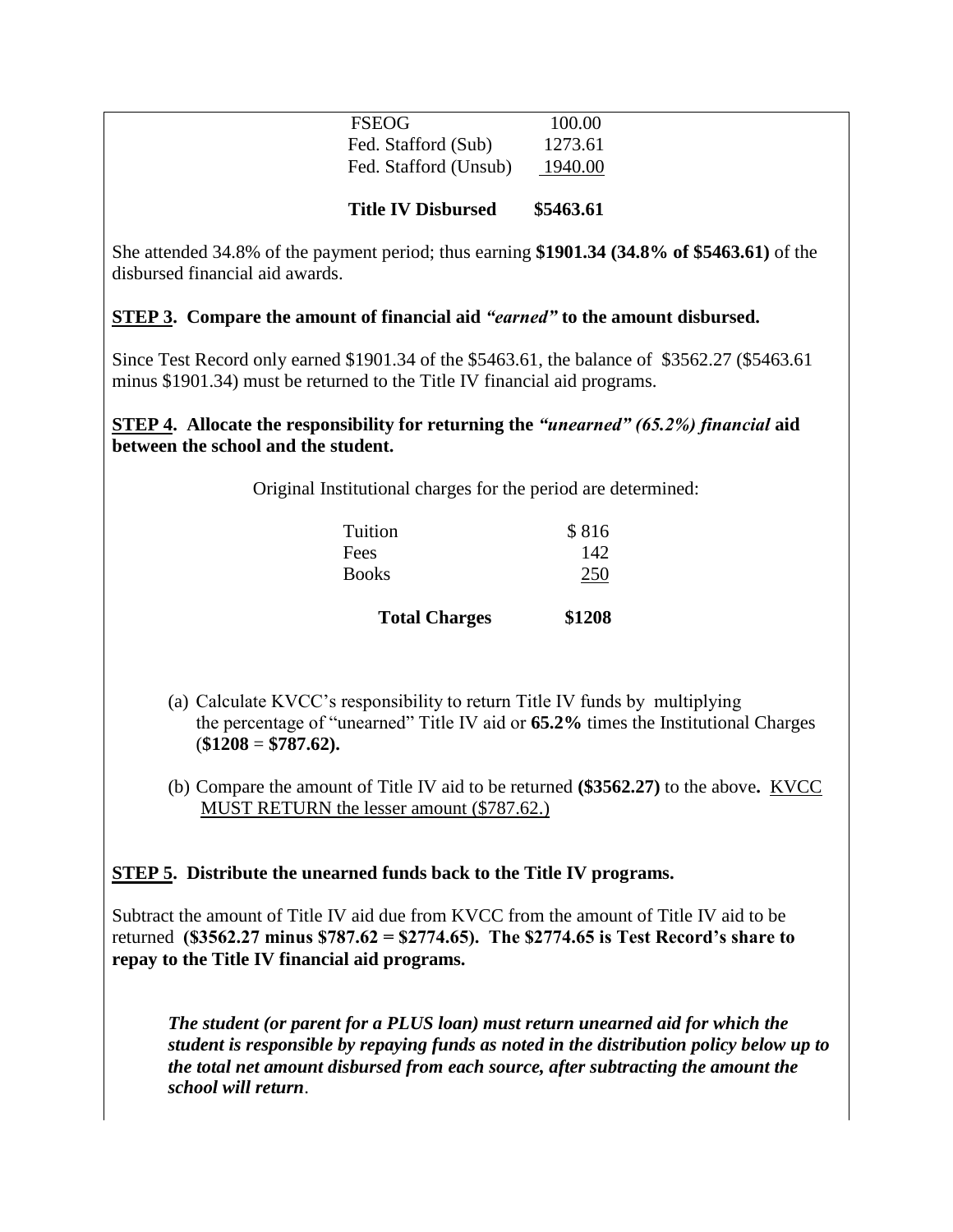| | |
|---|---|
| FSEOG | 100.00 |
| Fed. Stafford (Sub) | 1273.61 |
| Fed. Stafford (Unsub) | 1940.00 |
| **Title IV Disbursed** | **$5463.61** |

She attended 34.8% of the payment period; thus earning **$1901.34 (34.8% of $5463.61)** of the disbursed financial aid awards.

**STEP 3. Compare the amount of financial aid *"earned"* to the amount disbursed.**

Since Test Record only earned $1901.34 of the $5463.61, the balance of $3562.27 ($5463.61 minus $1901.34) must be returned to the Title IV financial aid programs.

**STEP 4. Allocate the responsibility for returning the *"unearned" (65.2%) financial* aid between the school and the student.**

Original Institutional charges for the period are determined:

| | |
|---|---|
| Tuition | $ 816 |
| Fees | 142 |
| Books | 250 |
| **Total Charges** | **$1208** |

(a) Calculate KVCC's responsibility to return Title IV funds by multiplying the percentage of "unearned" Title IV aid or **65.2%** times the Institutional Charges (**$1208** = **$787.62).**

(b) Compare the amount of Title IV aid to be returned **($3562.27)** to the above**.** KVCC MUST RETURN the lesser amount ($787.62.)

**STEP 5. Distribute the unearned funds back to the Title IV programs.**

Subtract the amount of Title IV aid due from KVCC from the amount of Title IV aid to be returned **($3562.27 minus $787.62 = $2774.65). The $2774.65 is Test Record's share to repay to the Title IV financial aid programs.**

***The student (or parent for a PLUS loan) must return unearned aid for which the student is responsible by repaying funds as noted in the distribution policy below up to the total net amount disbursed from each source, after subtracting the amount the school will return***.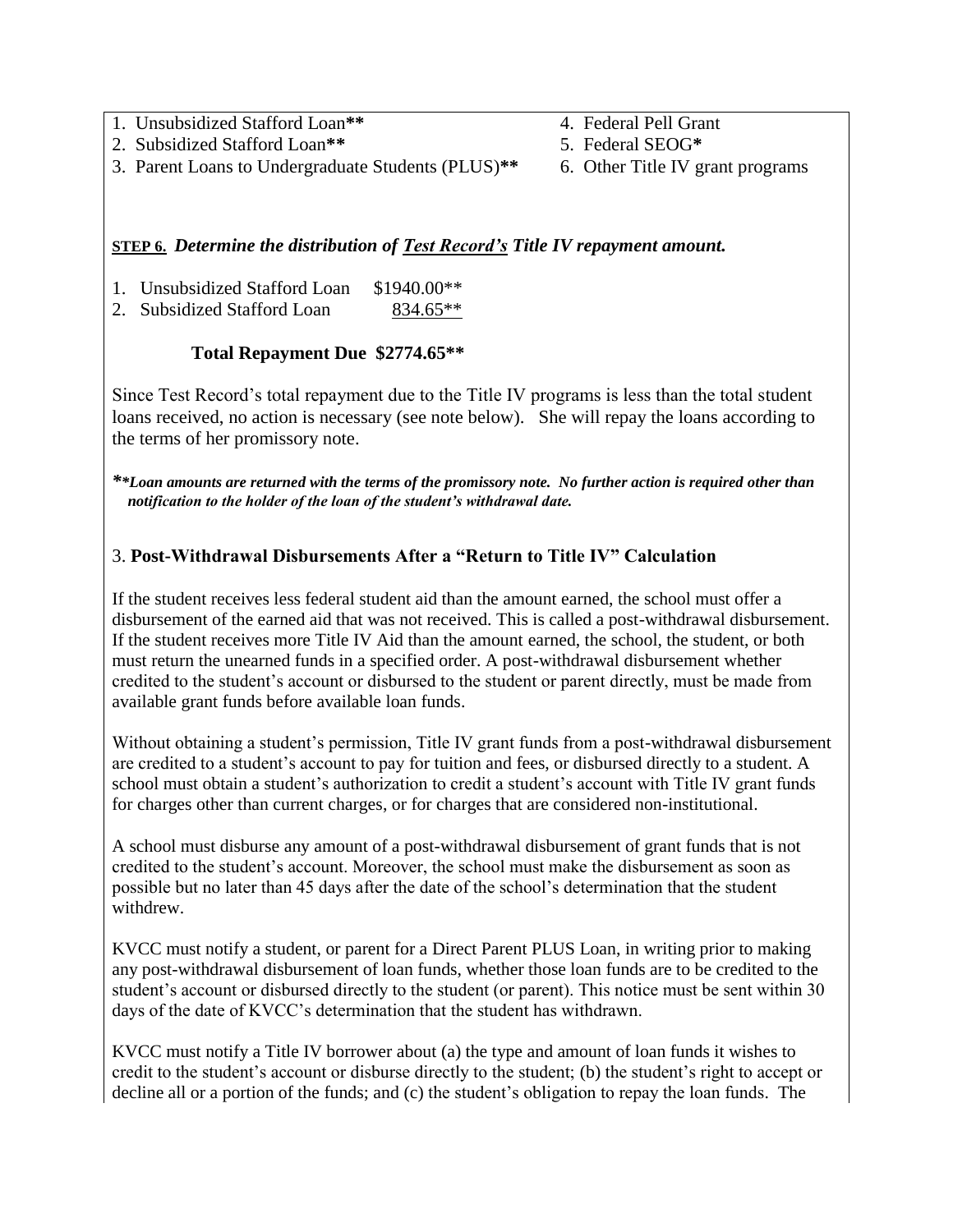1. Unsubsidized Stafford Loan**
2. Subsidized Stafford Loan**
3. Parent Loans to Undergraduate Students (PLUS)**
4. Federal Pell Grant
5. Federal SEOG*
6. Other Title IV grant programs

**STEP 6.** ***Determine the distribution of <u>Test Record's</u> Title IV repayment amount.***

1. Unsubsidized Stafford Loan $1940.00**
2. Subsidized Stafford Loan 834.65**

**Total Repayment Due $2774.65****

Since Test Record's total repayment due to the Title IV programs is less than the total student loans received, no action is necessary (see note below). She will repay the loans according to the terms of her promissory note.

***\*\*Loan amounts are returned with the terms of the promissory note. No further action is required other than notification to the holder of the loan of the student's withdrawal date.***

### 3. **Post-Withdrawal Disbursements After a "Return to Title IV" Calculation**

If the student receives less federal student aid than the amount earned, the school must offer a disbursement of the earned aid that was not received. This is called a post-withdrawal disbursement. If the student receives more Title IV Aid than the amount earned, the school, the student, or both must return the unearned funds in a specified order. A post-withdrawal disbursement whether credited to the student's account or disbursed to the student or parent directly, must be made from available grant funds before available loan funds.

Without obtaining a student's permission, Title IV grant funds from a post-withdrawal disbursement are credited to a student's account to pay for tuition and fees, or disbursed directly to a student. A school must obtain a student's authorization to credit a student's account with Title IV grant funds for charges other than current charges, or for charges that are considered non-institutional.

A school must disburse any amount of a post-withdrawal disbursement of grant funds that is not credited to the student's account. Moreover, the school must make the disbursement as soon as possible but no later than 45 days after the date of the school's determination that the student withdrew.

KVCC must notify a student, or parent for a Direct Parent PLUS Loan, in writing prior to making any post-withdrawal disbursement of loan funds, whether those loan funds are to be credited to the student's account or disbursed directly to the student (or parent). This notice must be sent within 30 days of the date of KVCC's determination that the student has withdrawn.

KVCC must notify a Title IV borrower about (a) the type and amount of loan funds it wishes to credit to the student's account or disburse directly to the student; (b) the student's right to accept or decline all or a portion of the funds; and (c) the student's obligation to repay the loan funds. The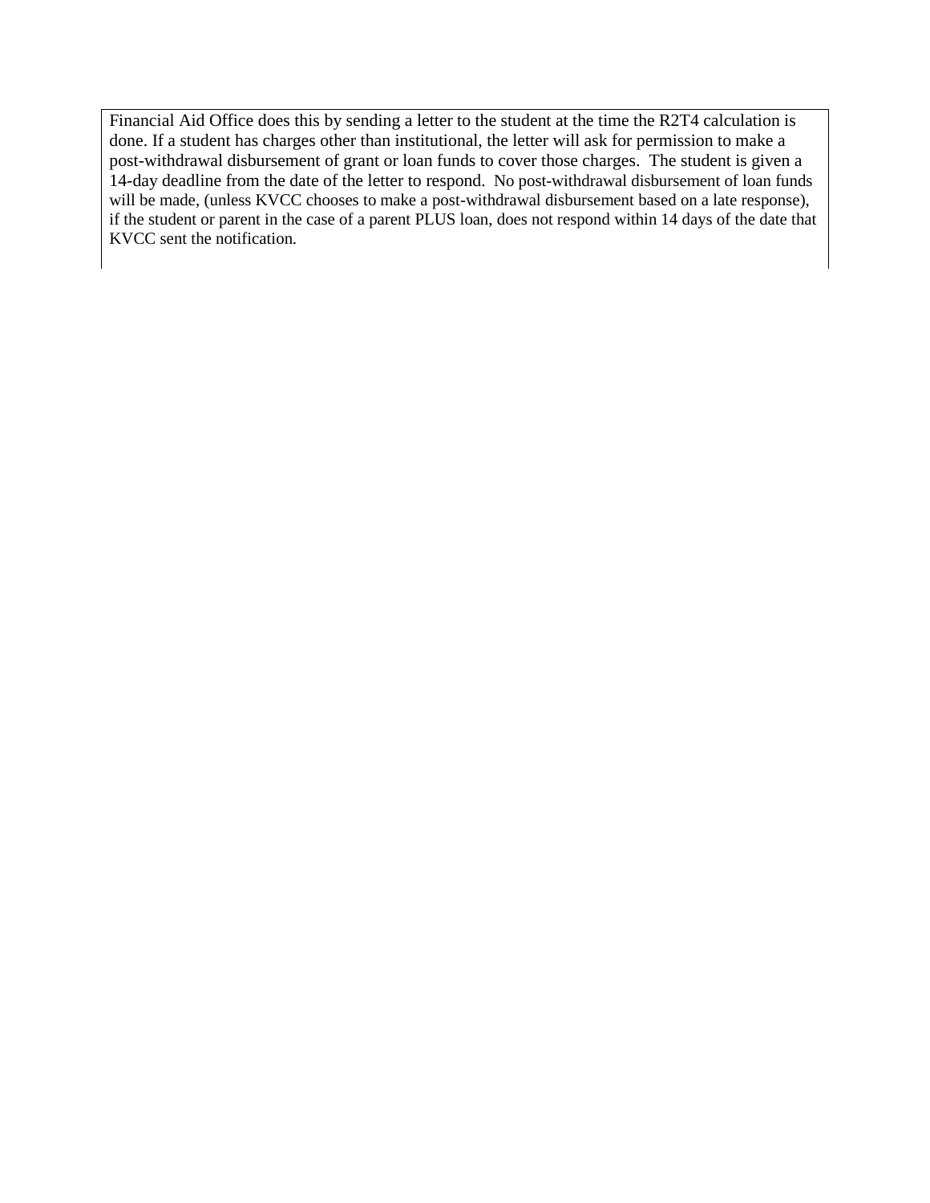Financial Aid Office does this by sending a letter to the student at the time the R2T4 calculation is done. If a student has charges other than institutional, the letter will ask for permission to make a post-withdrawal disbursement of grant or loan funds to cover those charges. The student is given a 14-day deadline from the date of the letter to respond. No post-withdrawal disbursement of loan funds will be made, (unless KVCC chooses to make a post-withdrawal disbursement based on a late response), if the student or parent in the case of a parent PLUS loan, does not respond within 14 days of the date that KVCC sent the notification.